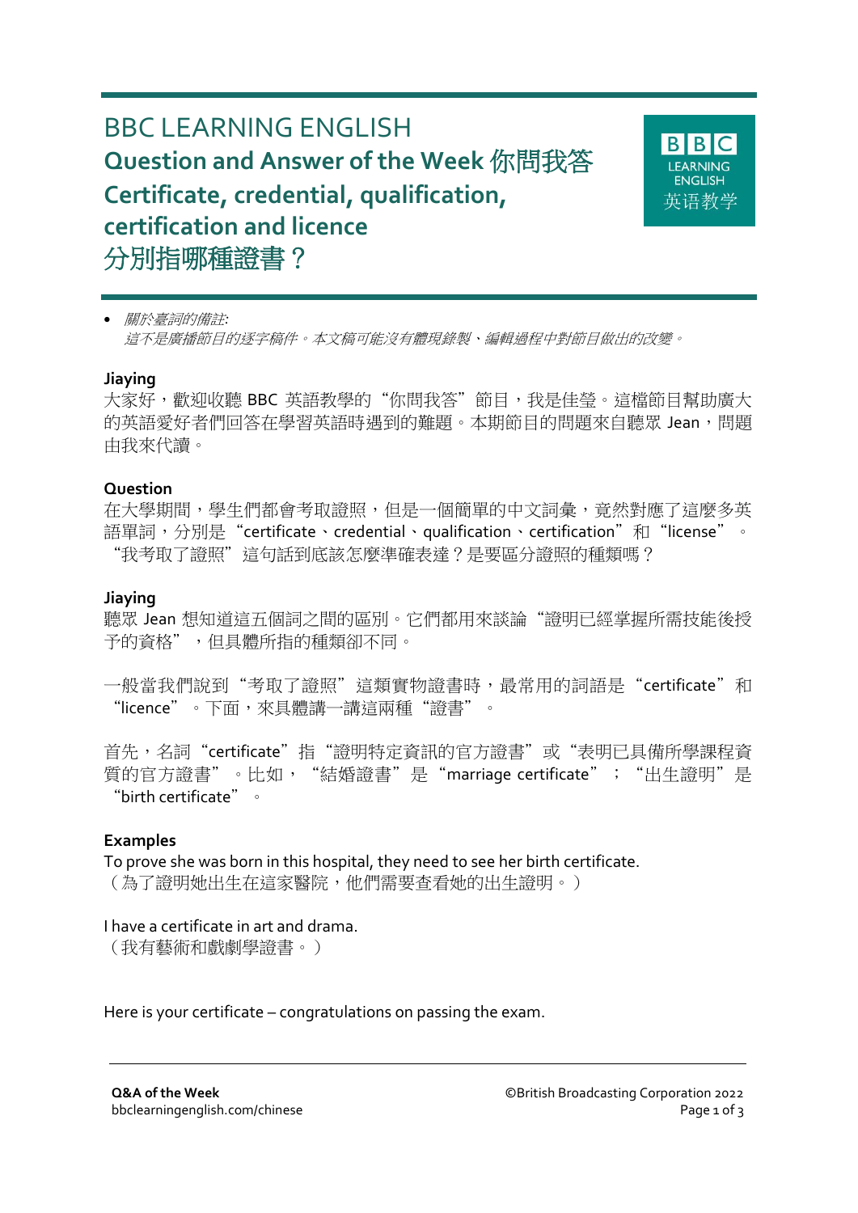# BBC LEARNING ENGLISH

## Question and Answer of the Week 你問我答

## Certificate, credential, qualification, certification and licence

## 分別指哪種證書？

- *關於臺詞的備註:*
  *這不是廣播節目的逐字稿件。本文稿可能沒有體現錄製、編輯過程中對節目做出的改變。*

**Jiaying**

大家好，歡迎收聽 BBC 英語教學的“你問我答”節目，我是佳瑩。這檔節目幫助廣大的英語愛好者們回答在學習英語時遇到的難題。本期節目的問題來自聽眾 Jean，問題由我來代讀。

**Question**

在大學期間，學生們都會考取證照，但是一個簡單的中文詞彙，竟然對應了這麼多英語單詞，分別是“certificate、credential、qualification、certification”和“license”。“我考取了證照”這句話到底該怎麼準確表達？是要區分證照的種類嗎？

**Jiaying**

聽眾 Jean 想知道這五個詞之間的區別。它們都用來談論“證明已經掌握所需技能後授予的資格”，但具體所指的種類卻不同。

一般當我們說到“考取了證照”這類實物證書時，最常用的詞語是“certificate”和“licence”。下面，來具體講一講這兩種“證書”。

首先，名詞“certificate”指“證明特定資訊的官方證書”或“表明已具備所學課程資質的官方證書”。比如，“結婚證書”是“marriage certificate”；“出生證明”是“birth certificate”。

**Examples**

To prove she was born in this hospital, they need to see her birth certificate.
（為了證明她出生在這家醫院，他們需要查看她的出生證明。）

I have a certificate in art and drama.
（我有藝術和戲劇學證書。）

Here is your certificate – congratulations on passing the exam.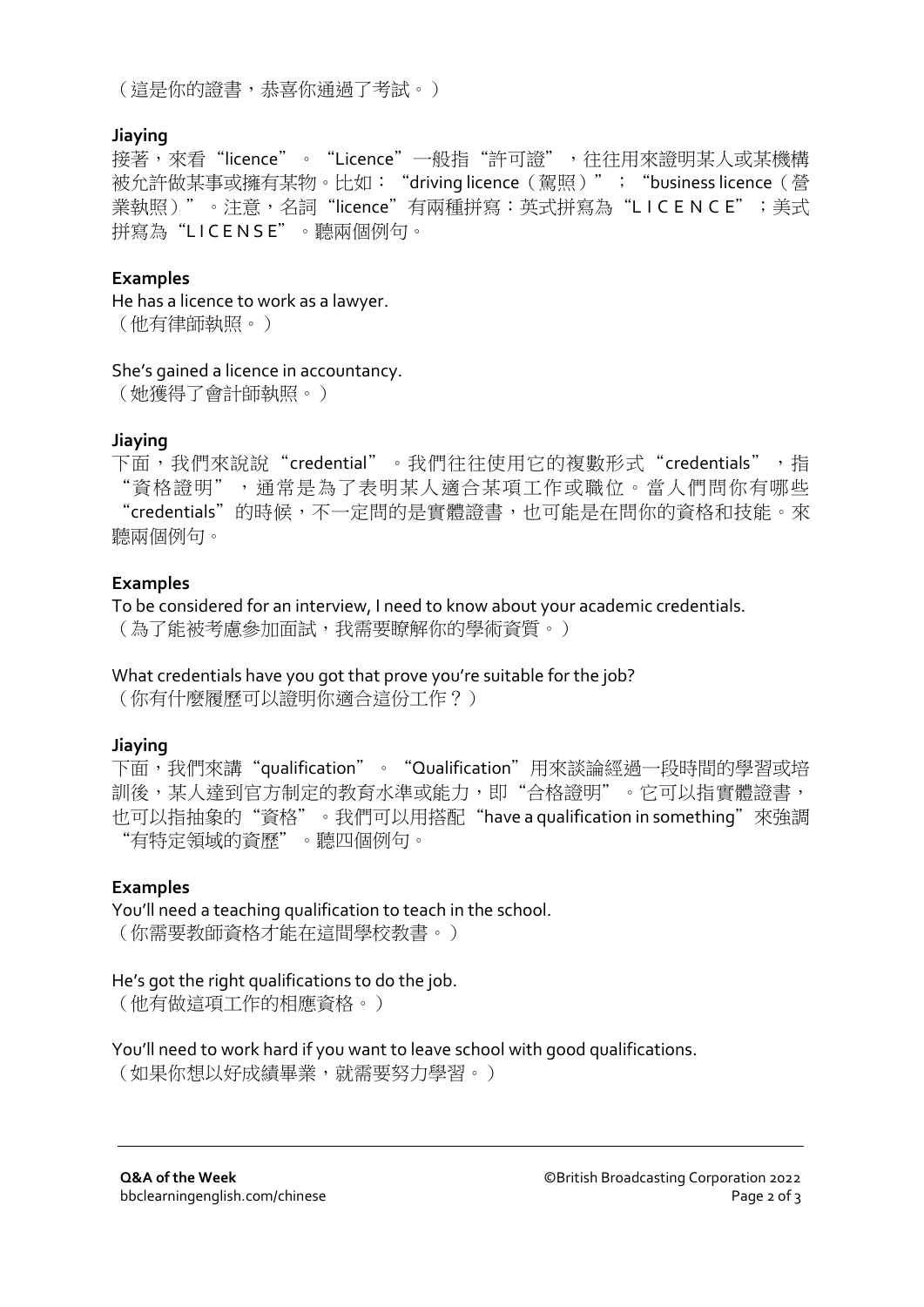（這是你的證書，恭喜你通過了考試。）

**Jiaying**

接著，來看“licence”。“Licence”一般指“許可證”，往往用來證明某人或某機構被允許做某事或擁有某物。比如：“driving licence（駕照）”；“business licence（營業執照）”。注意，名詞“licence”有兩種拼寫：英式拼寫為“L I C E N C E”；美式拼寫為“L I C E N S E”。聽兩個例句。

**Examples**

He has a licence to work as a lawyer.
（他有律師執照。）

She's gained a licence in accountancy.
（她獲得了會計師執照。）

**Jiaying**

下面，我們來說說“credential”。我們往往使用它的複數形式“credentials”，指“資格證明”，通常是為了表明某人適合某項工作或職位。當人們問你有哪些“credentials”的時候，不一定問的是實體證書，也可能是在問你的資格和技能。來聽兩個例句。

**Examples**

To be considered for an interview, I need to know about your academic credentials.
（為了能被考慮參加面試，我需要瞭解你的學術資質。）

What credentials have you got that prove you're suitable for the job?
（你有什麼履歷可以證明你適合這份工作？）

**Jiaying**

下面，我們來講“qualification”。“Qualification”用來談論經過一段時間的學習或培訓後，某人達到官方制定的教育水準或能力，即“合格證明”。它可以指實體證書，也可以指抽象的“資格”。我們可以用搭配“have a qualification in something”來強調“有特定領域的資歷”。聽四個例句。

**Examples**

You'll need a teaching qualification to teach in the school.
（你需要教師資格才能在這間學校教書。）

He's got the right qualifications to do the job.
（他有做這項工作的相應資格。）

You'll need to work hard if you want to leave school with good qualifications.
（如果你想以好成績畢業，就需要努力學習。）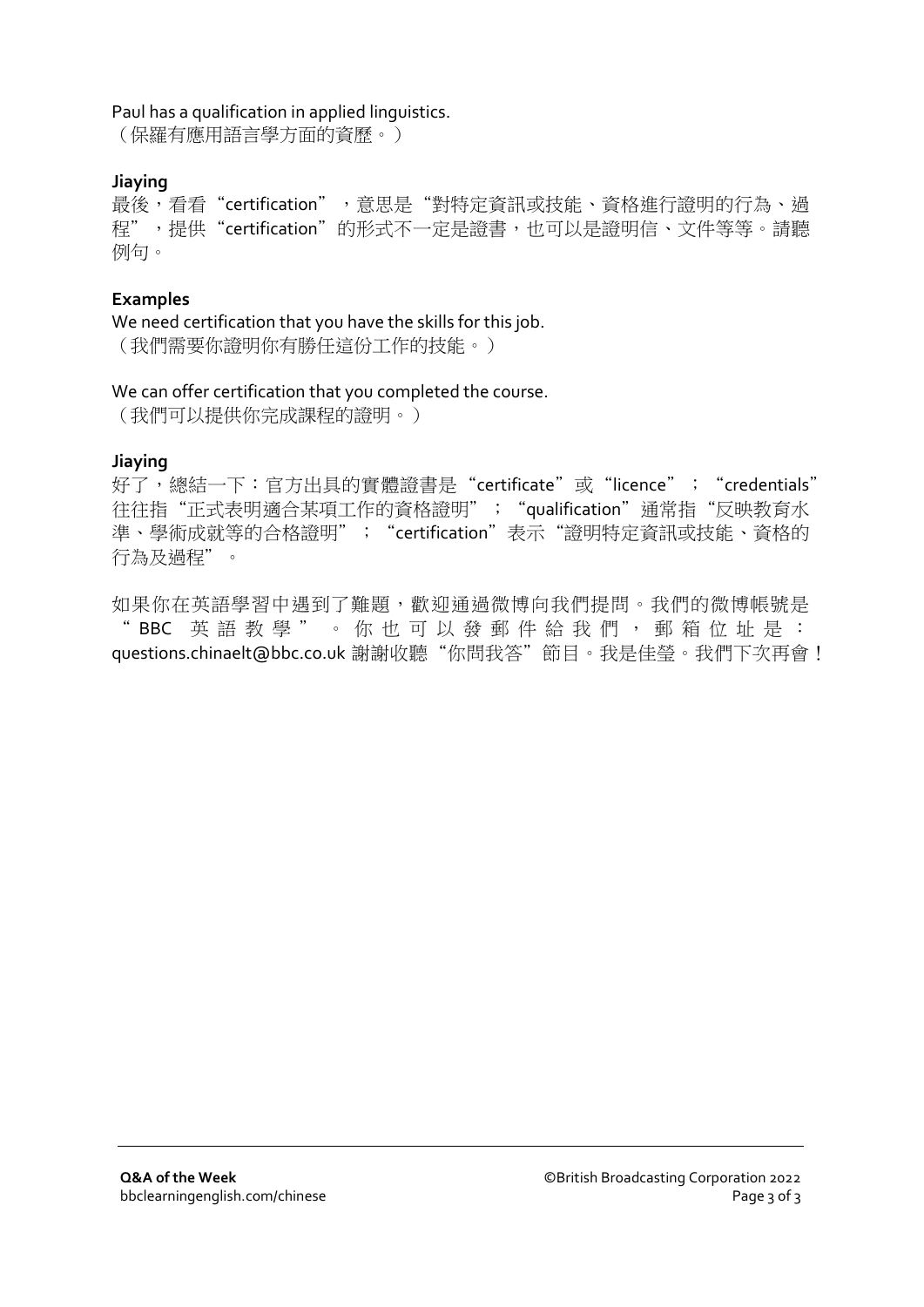Paul has a qualification in applied linguistics.
（保羅有應用語言學方面的資歷。）

**Jiaying**

最後，看看"certification"，意思是"對特定資訊或技能、資格進行證明的行為、過程"，提供"certification"的形式不一定是證書，也可以是證明信、文件等等。請聽例句。

**Examples**

We need certification that you have the skills for this job.
（我們需要你證明你有勝任這份工作的技能。）

We can offer certification that you completed the course.
（我們可以提供你完成課程的證明。）

**Jiaying**

好了，總結一下：官方出具的實體證書是"certificate"或"licence"；"credentials"往往指"正式表明適合某項工作的資格證明"；"qualification"通常指"反映教育水準、學術成就等的合格證明"；"certification"表示"證明特定資訊或技能、資格的行為及過程"。

如果你在英語學習中遇到了難題，歡迎通過微博向我們提問。我們的微博帳號是"BBC 英語教學"。你也可以發郵件給我們，郵箱位址是：questions.chinaelt@bbc.co.uk 謝謝收聽"你問我答"節目。我是佳瑩。我們下次再會！